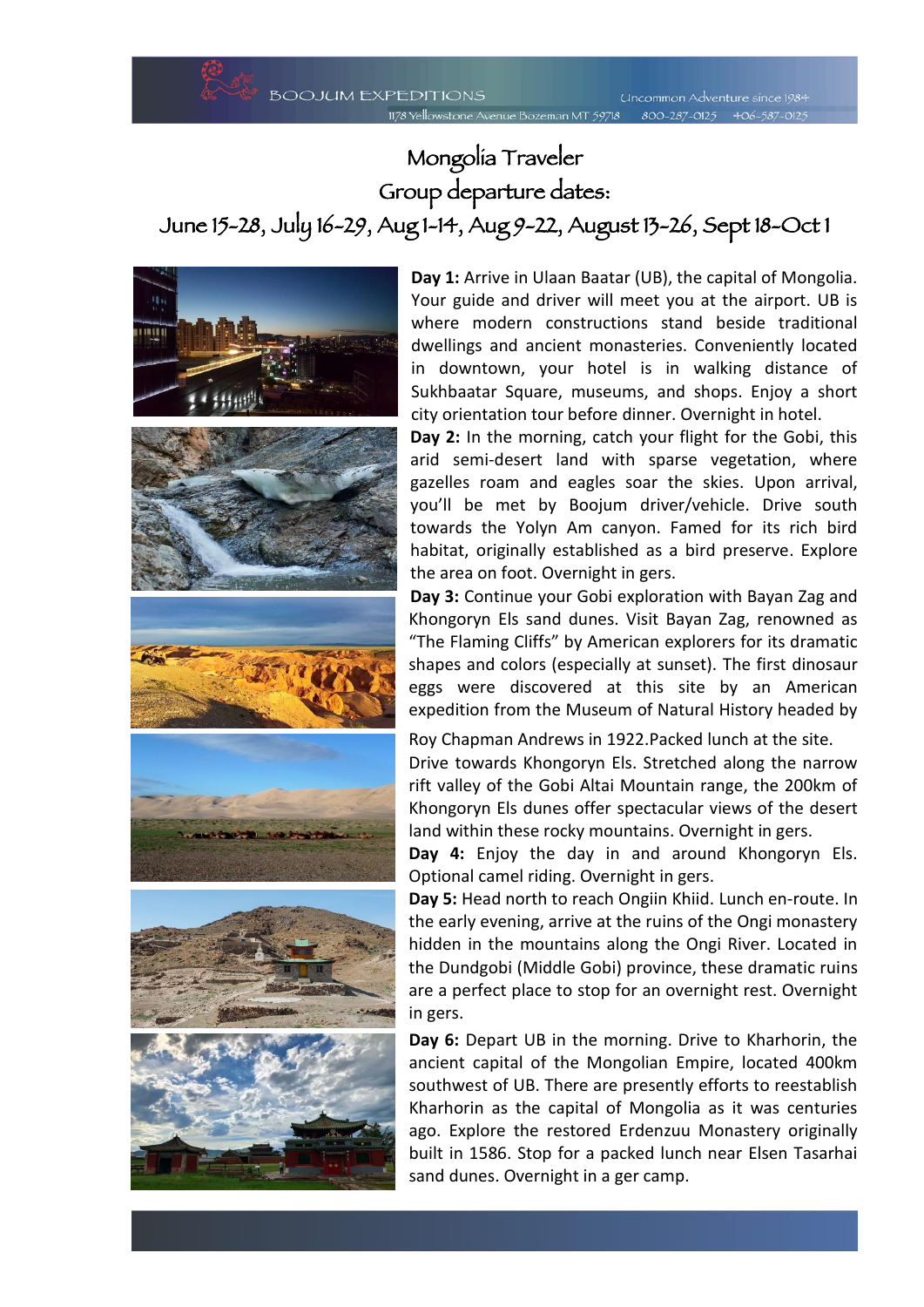# Mongolia Traveler

## Group departure dates:

## June 15-28, July 16-29, Aug 1-14, Aug 9-22, August 13-26, Sept 18-Oct 1

**Day 1:** Arrive in Ulaan Baatar (UB), the capital of Mongolia. Your guide and driver will meet you at the airport. UB is where modern constructions stand beside traditional dwellings and ancient monasteries. Conveniently located in downtown, your hotel is in walking distance of Sukhbaatar Square, museums, and shops. Enjoy a short city orientation tour before dinner. Overnight in hotel.

**Day 2:** In the morning, catch your flight for the Gobi, this arid semi-desert land with sparse vegetation, where gazelles roam and eagles soar the skies. Upon arrival, you'll be met by Boojum driver/vehicle. Drive south towards the Yolyn Am canyon. Famed for its rich bird habitat, originally established as a bird preserve. Explore the area on foot. Overnight in gers.

**Day 3:** Continue your Gobi exploration with Bayan Zag and Khongoryn Els sand dunes. Visit Bayan Zag, renowned as "The Flaming Cliffs" by American explorers for its dramatic shapes and colors (especially at sunset). The first dinosaur eggs were discovered at this site by an American expedition from the Museum of Natural History headed by Roy Chapman Andrews in 1922.Packed lunch at the site. Drive towards Khongoryn Els. Stretched along the narrow rift valley of the Gobi Altai Mountain range, the 200km of Khongoryn Els dunes offer spectacular views of the desert land within these rocky mountains. Overnight in gers.

**Day 4:** Enjoy the day in and around Khongoryn Els. Optional camel riding. Overnight in gers.

**Day 5:** Head north to reach Ongiin Khiid. Lunch en-route. In the early evening, arrive at the ruins of the Ongi monastery hidden in the mountains along the Ongi River. Located in the Dundgobi (Middle Gobi) province, these dramatic ruins are a perfect place to stop for an overnight rest. Overnight in gers.

**Day 6:** Depart UB in the morning. Drive to Kharhorin, the ancient capital of the Mongolian Empire, located 400km southwest of UB. There are presently efforts to reestablish Kharhorin as the capital of Mongolia as it was centuries ago. Explore the restored Erdenzuu Monastery originally built in 1586. Stop for a packed lunch near Elsen Tasarhai sand dunes. Overnight in a ger camp.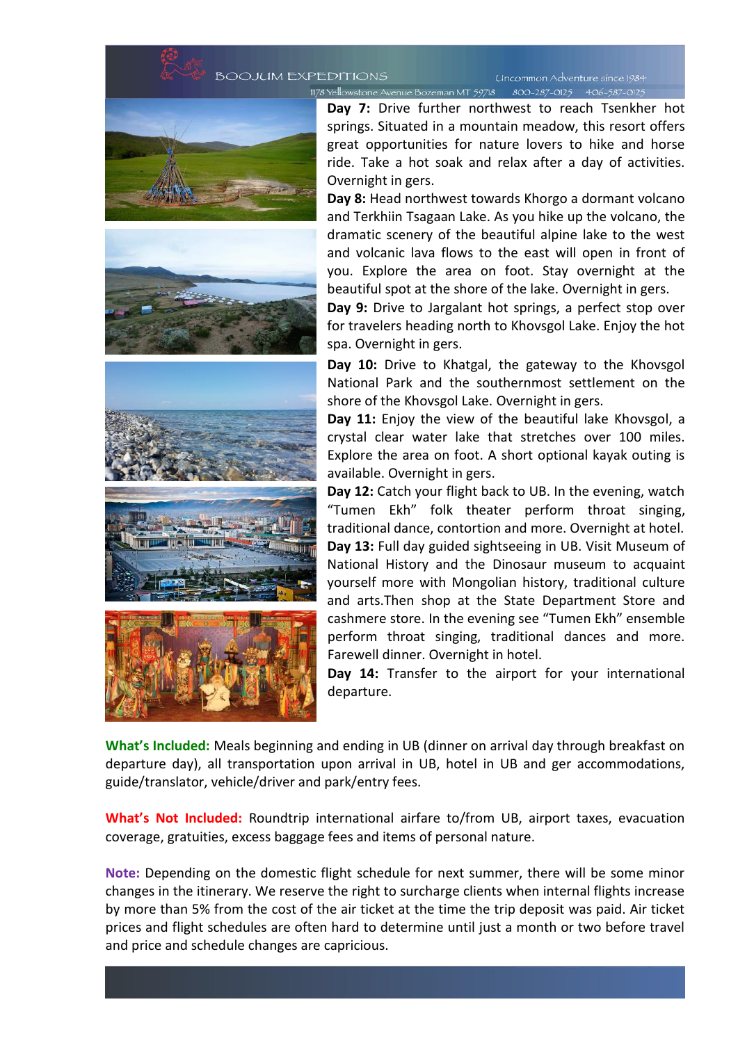**Day 7:** Drive further northwest to reach Tsenkher hot springs. Situated in a mountain meadow, this resort offers great opportunities for nature lovers to hike and horse ride. Take a hot soak and relax after a day of activities. Overnight in gers.

**Day 8:** Head northwest towards Khorgo a dormant volcano and Terkhiin Tsagaan Lake. As you hike up the volcano, the dramatic scenery of the beautiful alpine lake to the west and volcanic lava flows to the east will open in front of you. Explore the area on foot. Stay overnight at the beautiful spot at the shore of the lake. Overnight in gers.

**Day 9:** Drive to Jargalant hot springs, a perfect stop over for travelers heading north to Khovsgol Lake. Enjoy the hot spa. Overnight in gers.

**Day 10:** Drive to Khatgal, the gateway to the Khovsgol National Park and the southernmost settlement on the shore of the Khovsgol Lake. Overnight in gers.

**Day 11:** Enjoy the view of the beautiful lake Khovsgol, a crystal clear water lake that stretches over 100 miles. Explore the area on foot. A short optional kayak outing is available. Overnight in gers.

**Day 12:** Catch your flight back to UB. In the evening, watch "Tumen Ekh" folk theater perform throat singing, traditional dance, contortion and more. Overnight at hotel.

**Day 13:** Full day guided sightseeing in UB. Visit Museum of National History and the Dinosaur museum to acquaint yourself more with Mongolian history, traditional culture and arts.Then shop at the State Department Store and cashmere store. In the evening see "Tumen Ekh" ensemble perform throat singing, traditional dances and more. Farewell dinner. Overnight in hotel.

**Day 14:** Transfer to the airport for your international departure.

**What's Included:** Meals beginning and ending in UB (dinner on arrival day through breakfast on departure day), all transportation upon arrival in UB, hotel in UB and ger accommodations, guide/translator, vehicle/driver and park/entry fees.

**What's Not Included:** Roundtrip international airfare to/from UB, airport taxes, evacuation coverage, gratuities, excess baggage fees and items of personal nature.

**Note:** Depending on the domestic flight schedule for next summer, there will be some minor changes in the itinerary. We reserve the right to surcharge clients when internal flights increase by more than 5% from the cost of the air ticket at the time the trip deposit was paid. Air ticket prices and flight schedules are often hard to determine until just a month or two before travel and price and schedule changes are capricious.